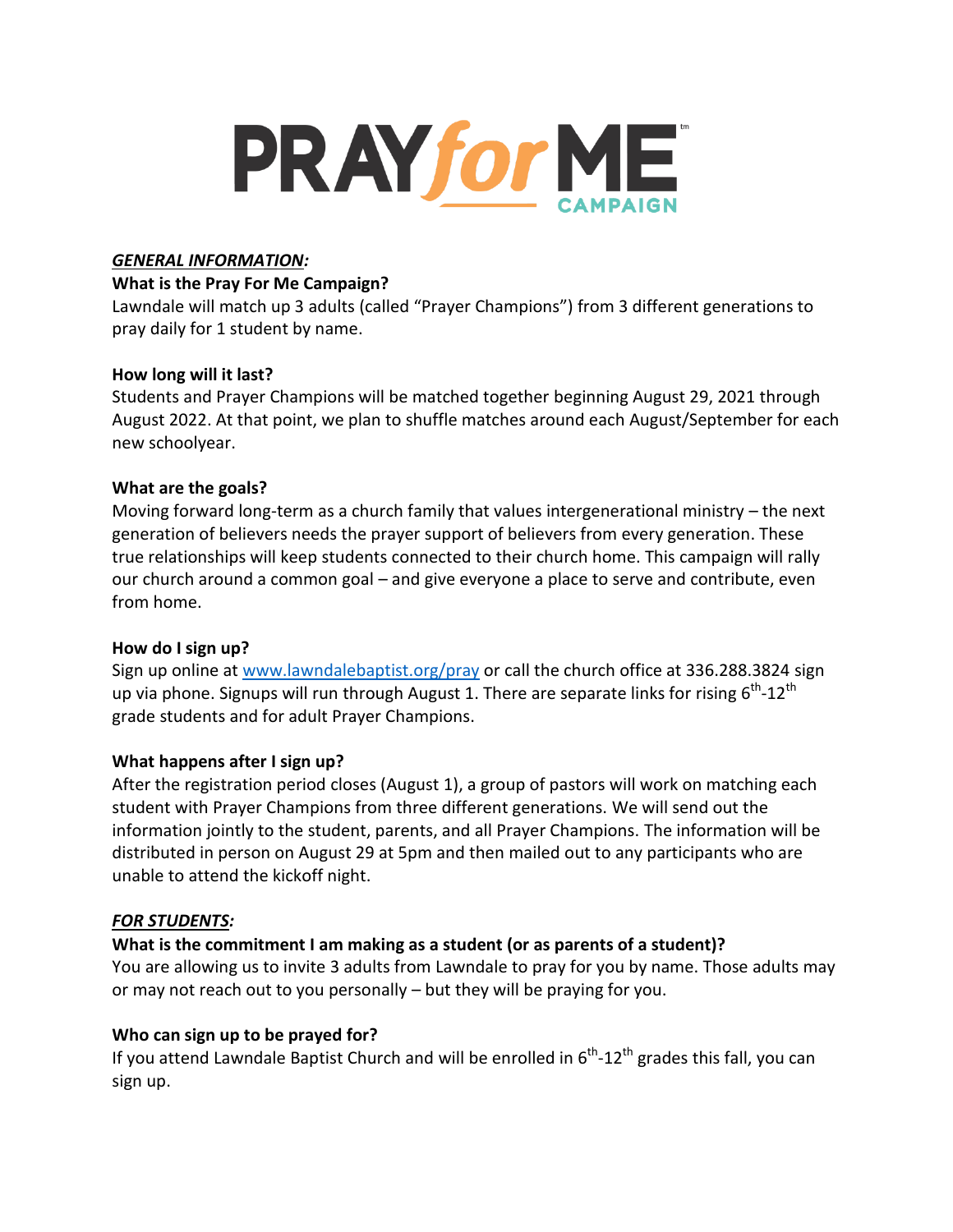# PRAY for ME CAMPAIGN

***GENERAL INFORMATION:***

**What is the Pray For Me Campaign?**

Lawndale will match up 3 adults (called "Prayer Champions") from 3 different generations to pray daily for 1 student by name.

**How long will it last?**

Students and Prayer Champions will be matched together beginning August 29, 2021 through August 2022. At that point, we plan to shuffle matches around each August/September for each new schoolyear.

**What are the goals?**

Moving forward long-term as a church family that values intergenerational ministry – the next generation of believers needs the prayer support of believers from every generation. These true relationships will keep students connected to their church home. This campaign will rally our church around a common goal – and give everyone a place to serve and contribute, even from home.

**How do I sign up?**

Sign up online at [www.lawndalebaptist.org/pray](http://www.lawndalebaptist.org/pray) or call the church office at 336.288.3824 sign up via phone. Signups will run through August 1. There are separate links for rising 6th-12th grade students and for adult Prayer Champions.

**What happens after I sign up?**

After the registration period closes (August 1), a group of pastors will work on matching each student with Prayer Champions from three different generations. We will send out the information jointly to the student, parents, and all Prayer Champions. The information will be distributed in person on August 29 at 5pm and then mailed out to any participants who are unable to attend the kickoff night.

***FOR STUDENTS:***

**What is the commitment I am making as a student (or as parents of a student)?**

You are allowing us to invite 3 adults from Lawndale to pray for you by name. Those adults may or may not reach out to you personally – but they will be praying for you.

**Who can sign up to be prayed for?**

If you attend Lawndale Baptist Church and will be enrolled in 6th-12th grades this fall, you can sign up.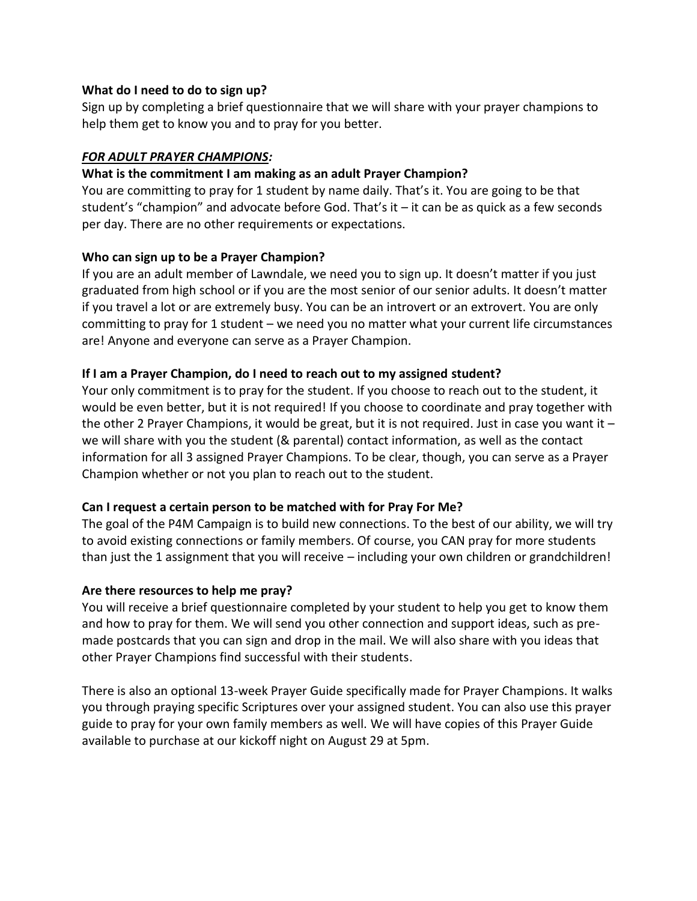**What do I need to do to sign up?**
Sign up by completing a brief questionnaire that we will share with your prayer champions to help them get to know you and to pray for you better.

***FOR ADULT PRAYER CHAMPIONS:***

**What is the commitment I am making as an adult Prayer Champion?**
You are committing to pray for 1 student by name daily. That's it. You are going to be that student's "champion" and advocate before God. That's it – it can be as quick as a few seconds per day. There are no other requirements or expectations.

**Who can sign up to be a Prayer Champion?**
If you are an adult member of Lawndale, we need you to sign up. It doesn't matter if you just graduated from high school or if you are the most senior of our senior adults. It doesn't matter if you travel a lot or are extremely busy. You can be an introvert or an extrovert. You are only committing to pray for 1 student – we need you no matter what your current life circumstances are! Anyone and everyone can serve as a Prayer Champion.

**If I am a Prayer Champion, do I need to reach out to my assigned student?**
Your only commitment is to pray for the student. If you choose to reach out to the student, it would be even better, but it is not required! If you choose to coordinate and pray together with the other 2 Prayer Champions, it would be great, but it is not required. Just in case you want it – we will share with you the student (& parental) contact information, as well as the contact information for all 3 assigned Prayer Champions. To be clear, though, you can serve as a Prayer Champion whether or not you plan to reach out to the student.

**Can I request a certain person to be matched with for Pray For Me?**
The goal of the P4M Campaign is to build new connections. To the best of our ability, we will try to avoid existing connections or family members. Of course, you CAN pray for more students than just the 1 assignment that you will receive – including your own children or grandchildren!

**Are there resources to help me pray?**
You will receive a brief questionnaire completed by your student to help you get to know them and how to pray for them. We will send you other connection and support ideas, such as pre-made postcards that you can sign and drop in the mail. We will also share with you ideas that other Prayer Champions find successful with their students.

There is also an optional 13-week Prayer Guide specifically made for Prayer Champions. It walks you through praying specific Scriptures over your assigned student. You can also use this prayer guide to pray for your own family members as well. We will have copies of this Prayer Guide available to purchase at our kickoff night on August 29 at 5pm.